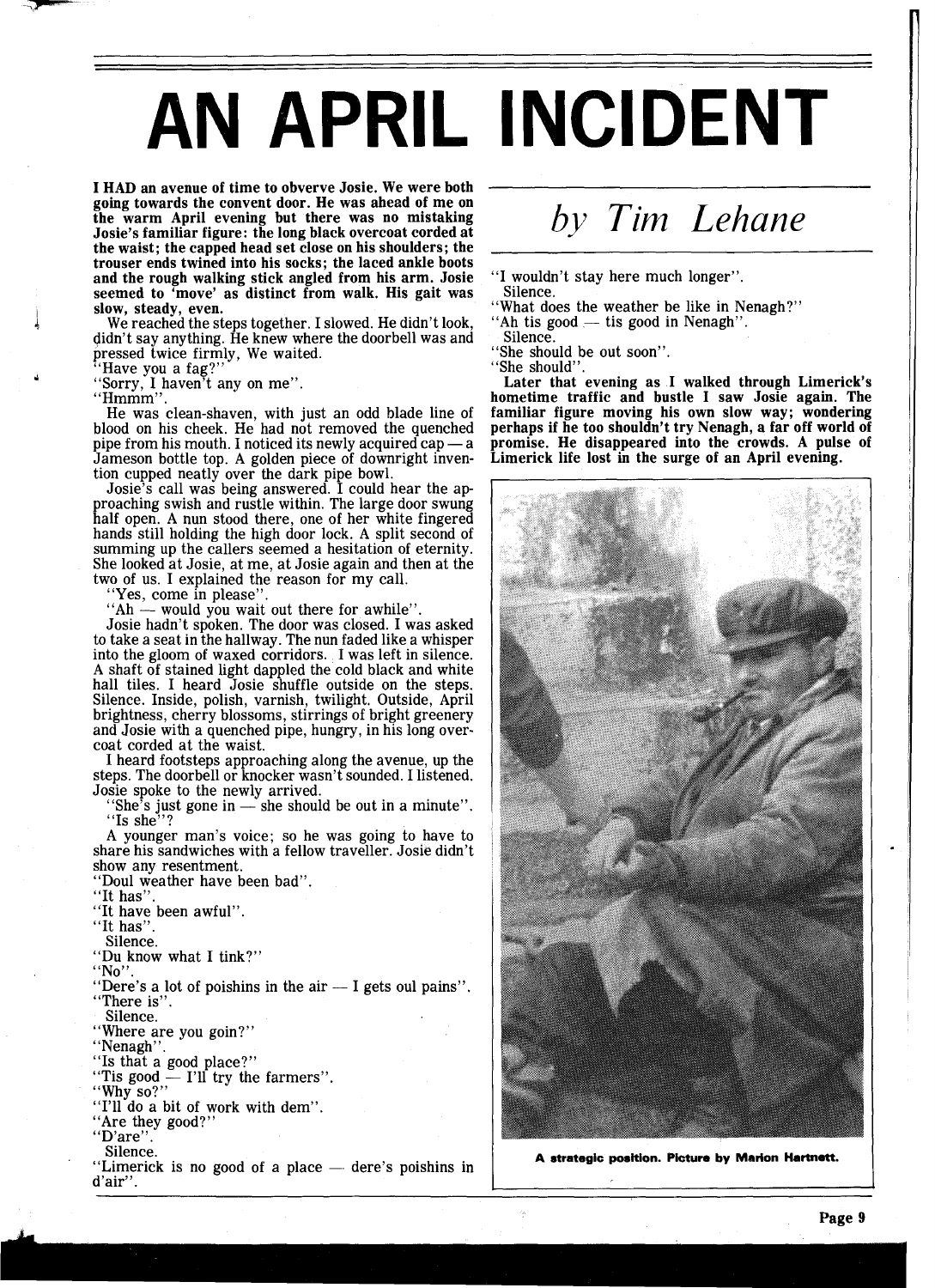# AN APRIL INCIDENT

*by Tim Lehane*

**I HAD an avenue of time to obverve Josie. We were both going towards the convent door. He was ahead of me on the warm April evening but there was no mistaking Josie's familiar figure: the long black overcoat corded at the waist; the capped head set close on his shoulders; the trouser ends twined into his socks; the laced ankle boots and the rough walking stick angled from his arm. Josie seemed to 'move' as distinct from walk. His gait was slow, steady, even.**

We reached the steps together. I slowed. He didn't look, didn't say anything. He knew where the doorbell was and pressed twice firmly, We waited.

"Have you a fag?"

"Sorry, I haven't any on me".

"Hmmm".

He was clean-shaven, with just an odd blade line of blood on his cheek. He had not removed the quenched pipe from his mouth. I noticed its newly acquired cap — a Jameson bottle top. A golden piece of downright invention cupped neatly over the dark pipe bowl.

Josie's call was being answered. I could hear the approaching swish and rustle within. The large door swung half open. A nun stood there, one of her white fingered hands still holding the high door lock. A split second of summing up the callers seemed a hesitation of eternity. She looked at Josie, at me, at Josie again and then at the two of us. I explained the reason for my call.

"Yes, come in please".

"Ah — would you wait out there for awhile".

Josie hadn't spoken. The door was closed. I was asked to take a seat in the hallway. The nun faded like a whisper into the gloom of waxed corridors. I was left in silence. A shaft of stained light dappled the cold black and white hall tiles. I heard Josie shuffle outside on the steps. Silence. Inside, polish, varnish, twilight. Outside, April brightness, cherry blossoms, stirrings of bright greenery and Josie with a quenched pipe, hungry, in his long overcoat corded at the waist.

I heard footsteps approaching along the avenue, up the steps. The doorbell or knocker wasn't sounded. I listened. Josie spoke to the newly arrived.

"She's just gone in — she should be out in a minute".

"Is she"?

A younger man's voice; so he was going to have to share his sandwiches with a fellow traveller. Josie didn't show any resentment.

"Doul weather have been bad".

"It has".

"It have been awful".

"It has".

Silence.

"Du know what I tink?"

"No".

"Dere's a lot of poishins in the air — I gets oul pains".

"There is".

Silence.

"Where are you goin?"

"Nenagh".

"Is that a good place?"

"Tis good — I'll try the farmers".

"Why so?"

"I'll do a bit of work with dem".

"Are they good?"

"D'are".

Silence.

"Limerick is no good of a place — dere's poishins in d'air".

"I wouldn't stay here much longer".

Silence.

"What does the weather be like in Nenagh?"

"Ah tis good — tis good in Nenagh".

Silence.

"She should be out soon".

"She should".

**Later that evening as I walked through Limerick's hometime traffic and bustle I saw Josie again. The familiar figure moving his own slow way; wondering perhaps if he too shouldn't try Nenagh, a far off world of promise. He disappeared into the crowds. A pulse of Limerick life lost in the surge of an April evening.**

**A strategic position. Picture by Marion Hartnett.**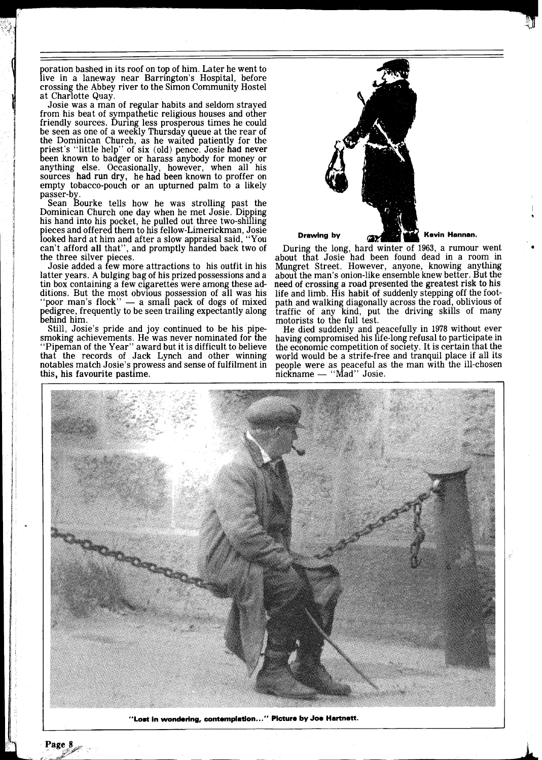poration bashed in its roof on top of him. Later he went to live in a laneway near Barrington's Hospital, before crossing the Abbey river to the Simon Community Hostel at Charlotte Quay.

Josie was a man of regular habits and seldom strayed from his beat of sympathetic religious houses and other friendly sources. During less prosperous times he could be seen as one of a weekly Thursday queue at the rear of the Dominican Church, as he waited patiently for the priest's "little help" of six (old) pence. Josie had never been known to badger or harass anybody for money or anything else. Occasionally, however, when all his sources had run dry, he had been known to proffer on empty tobacco-pouch or an upturned palm to a likely passer-by.

Sean Bourke tells how he was strolling past the Dominican Church one day when he met Josie. Dipping his hand into his pocket, he pulled out three two-shilling pieces and offered them to his fellow-Limerickman, Josie looked hard at him and after a slow appraisal said, "You can't afford all that", and promptly handed back two of the three silver pieces.

Josie added a few more attractions to his outfit in his latter years. A bulging bag of his prized possessions and a tin box containing a few cigarettes were among these additions. But the most obvious possession of all was his "poor man's flock" — a small pack of dogs of mixed pedigree, frequently to be seen trailing expectantly along behind him.

Still, Josie's pride and joy continued to be his pipe-smoking achievements. He was never nominated for the "Pipeman of the Year" award but it is difficult to believe that the records of Jack Lynch and other winning notables match Josie's prowess and sense of fulfilment in this, his favourite pastime.

Drawing by Kevin Hannan.

During the long, hard winter of 1963, a rumour went about that Josie had been found dead in a room in Mungret Street. However, anyone, knowing anything about the man's onion-like ensemble knew better. But the need of crossing a road presented the greatest risk to his life and limb. His habit of suddenly stepping off the foot-path and walking diagonally across the road, oblivious of traffic of any kind, put the driving skills of many motorists to the full test.

He died suddenly and peacefully in 1978 without ever having compromised his life-long refusal to participate in the economic competition of society. It is certain that the world would be a strife-free and tranquil place if all its people were as peaceful as the man with the ill-chosen nickname — "Mad" Josie.

**"Lost in wondering, contemplation..." Picture by Joe Hartnett.**